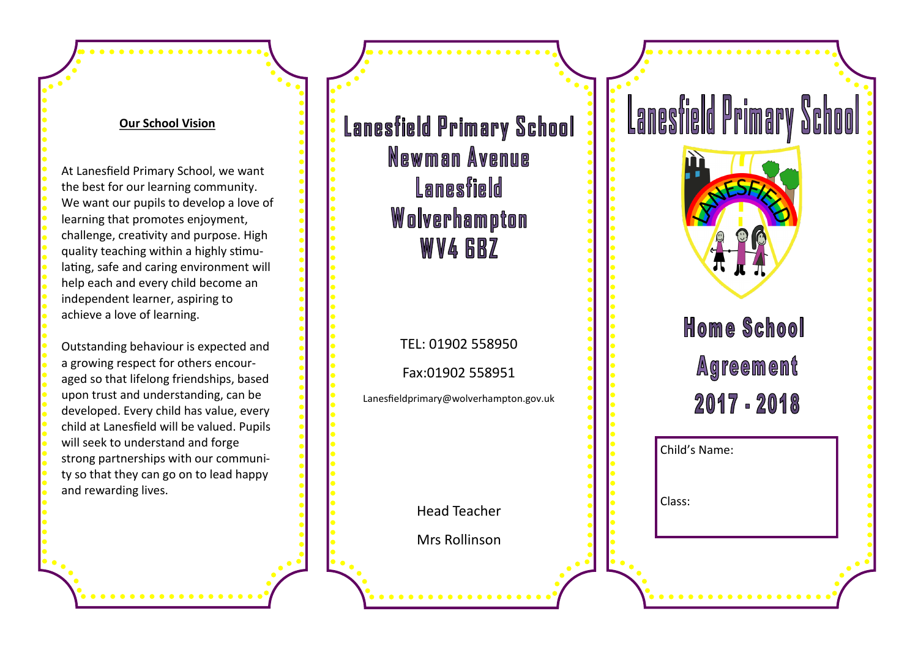## Our School Vision

At Lanesfield Primary School, we want the best for our learning community. We want our pupils to develop a love of learning that promotes enjoyment, challenge, creativity and purpose. High quality teaching within a highly stimulating, safe and caring environment will help each and every child become an independent learner, aspiring to achieve a love of learning.

Outstanding behaviour is expected and a growing respect for others encouraged so that lifelong friendships, based upon trust and understanding, can be developed. Every child has value, every child at Lanesfield will be valued. Pupils will seek to understand and forge strong partnerships with our community so that they can go on to lead happy and rewarding lives.

## Lanesfield Primary School
## Newman Avenue
## Lanesfield
## Wolverhampton
## WV4 6BZ

TEL: 01902 558950

Fax:01902 558951

Lanesfieldprimary@wolverhampton.gov.uk

Head Teacher

Mrs Rollinson

# Lanesfield Primary School

LANESFIELD

# Home School Agreement 2017 - 2018

Child's Name:

Class: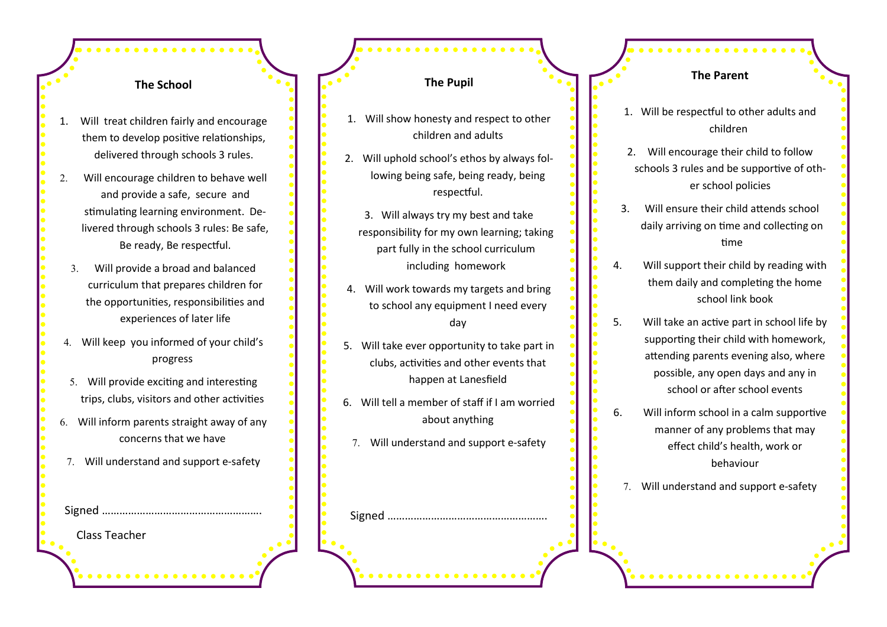## The School

1. Will treat children fairly and encourage them to develop positive relationships, delivered through schools 3 rules.
2. Will encourage children to behave well and provide a safe, secure and stimulating learning environment. Delivered through schools 3 rules: Be safe, Be ready, Be respectful.
3. Will provide a broad and balanced curriculum that prepares children for the opportunities, responsibilities and experiences of later life
4. Will keep you informed of your child's progress
5. Will provide exciting and interesting trips, clubs, visitors and other activities
6. Will inform parents straight away of any concerns that we have
7. Will understand and support e-safety

Signed ……………………………………………….

Class Teacher

## The Pupil

1. Will show honesty and respect to other children and adults
2. Will uphold school's ethos by always following being safe, being ready, being respectful.
3. Will always try my best and take responsibility for my own learning; taking part fully in the school curriculum including homework
4. Will work towards my targets and bring to school any equipment I need every day
5. Will take ever opportunity to take part in clubs, activities and other events that happen at Lanesfield
6. Will tell a member of staff if I am worried about anything
7. Will understand and support e-safety

Signed ……………………………………………….

## The Parent

1. Will be respectful to other adults and children
2. Will encourage their child to follow schools 3 rules and be supportive of other school policies
3. Will ensure their child attends school daily arriving on time and collecting on time
4. Will support their child by reading with them daily and completing the home school link book
5. Will take an active part in school life by supporting their child with homework, attending parents evening also, where possible, any open days and any in school or after school events
6. Will inform school in a calm supportive manner of any problems that may effect child's health, work or behaviour
7. Will understand and support e-safety